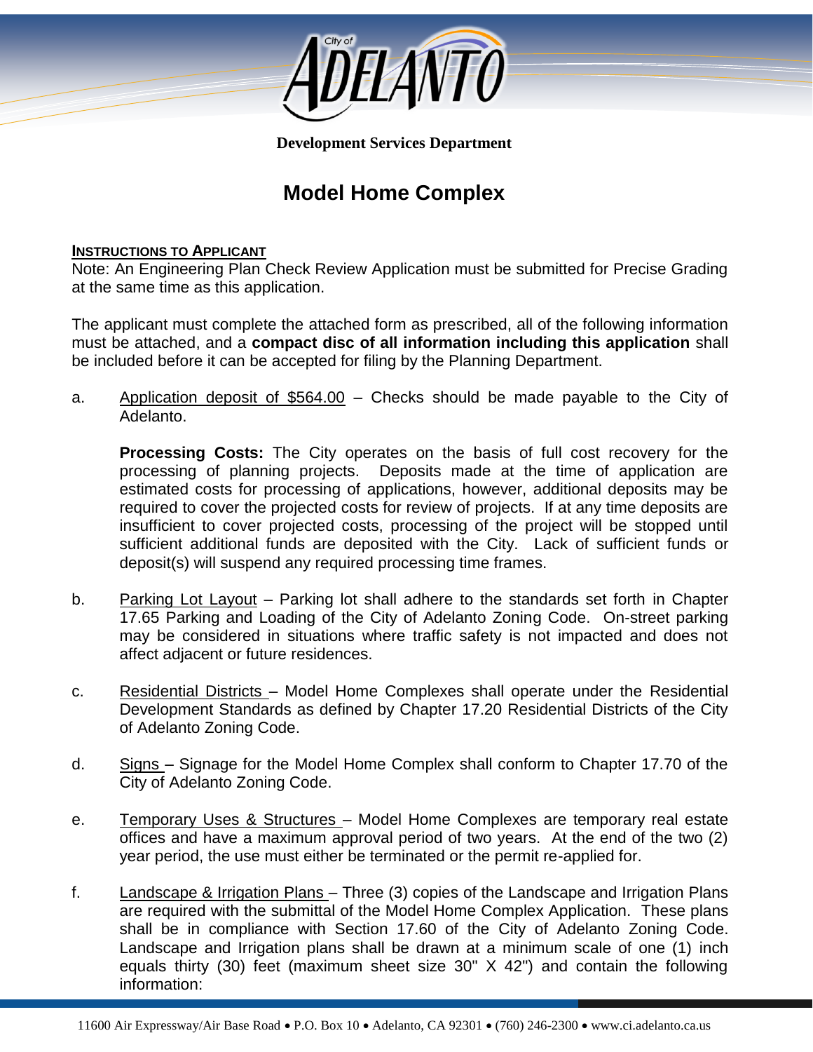**Development Services Department**

# Model Home Complex

**INSTRUCTIONS TO APPLICANT**

Note: An Engineering Plan Check Review Application must be submitted for Precise Grading at the same time as this application.

The applicant must complete the attached form as prescribed, all of the following information must be attached, and a **compact disc of all information including this application** shall be included before it can be accepted for filing by the Planning Department.

a. Application deposit of $564.00 – Checks should be made payable to the City of Adelanto.

   **Processing Costs:** The City operates on the basis of full cost recovery for the processing of planning projects. Deposits made at the time of application are estimated costs for processing of applications, however, additional deposits may be required to cover the projected costs for review of projects. If at any time deposits are insufficient to cover projected costs, processing of the project will be stopped until sufficient additional funds are deposited with the City. Lack of sufficient funds or deposit(s) will suspend any required processing time frames.

b. Parking Lot Layout – Parking lot shall adhere to the standards set forth in Chapter 17.65 Parking and Loading of the City of Adelanto Zoning Code. On-street parking may be considered in situations where traffic safety is not impacted and does not affect adjacent or future residences.

c. Residential Districts – Model Home Complexes shall operate under the Residential Development Standards as defined by Chapter 17.20 Residential Districts of the City of Adelanto Zoning Code.

d. Signs – Signage for the Model Home Complex shall conform to Chapter 17.70 of the City of Adelanto Zoning Code.

e. Temporary Uses & Structures – Model Home Complexes are temporary real estate offices and have a maximum approval period of two years. At the end of the two (2) year period, the use must either be terminated or the permit re-applied for.

f. Landscape & Irrigation Plans – Three (3) copies of the Landscape and Irrigation Plans are required with the submittal of the Model Home Complex Application. These plans shall be in compliance with Section 17.60 of the City of Adelanto Zoning Code. Landscape and Irrigation plans shall be drawn at a minimum scale of one (1) inch equals thirty (30) feet (maximum sheet size 30" X 42") and contain the following information: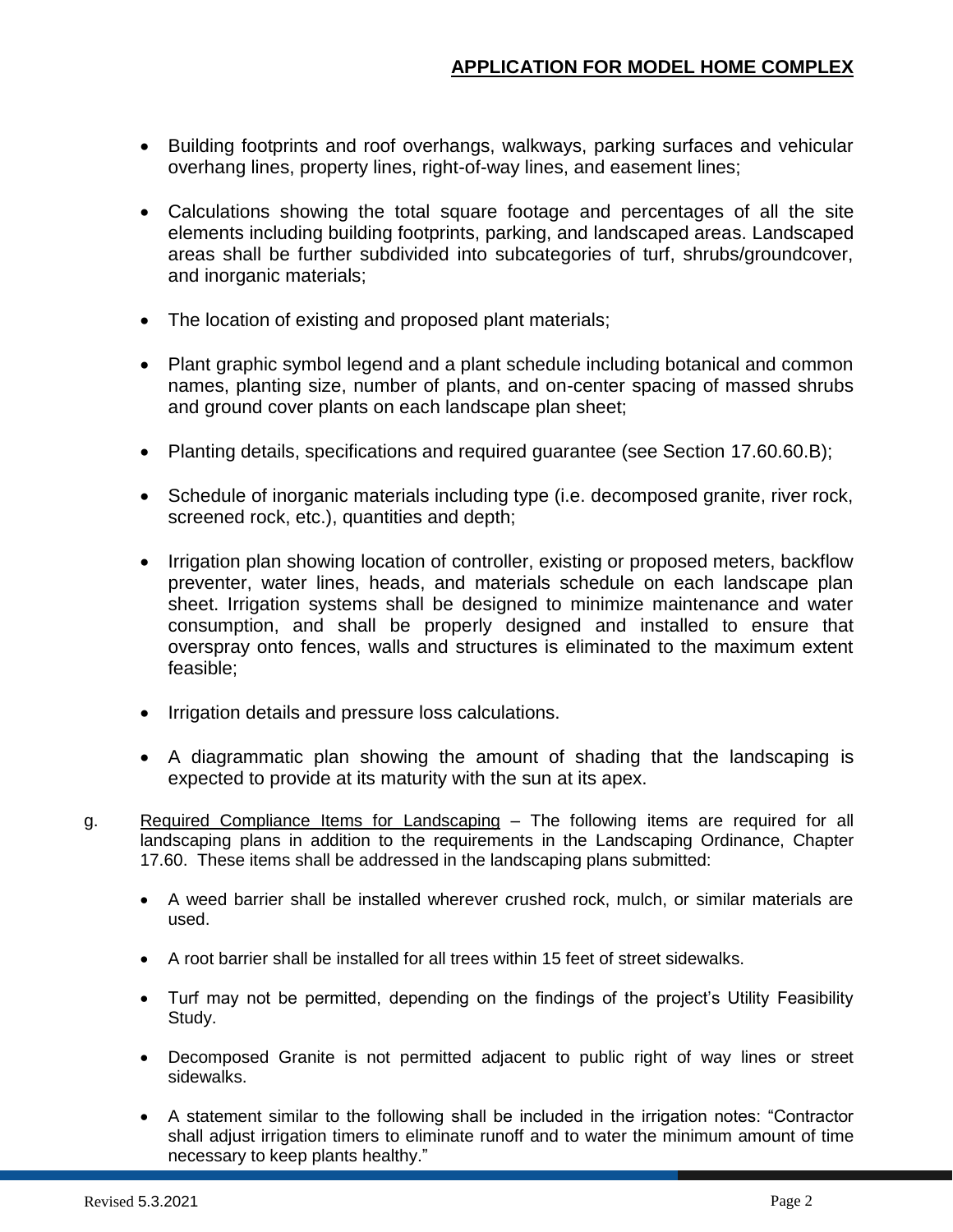- Building footprints and roof overhangs, walkways, parking surfaces and vehicular overhang lines, property lines, right-of-way lines, and easement lines;

- Calculations showing the total square footage and percentages of all the site elements including building footprints, parking, and landscaped areas. Landscaped areas shall be further subdivided into subcategories of turf, shrubs/groundcover, and inorganic materials;

- The location of existing and proposed plant materials;

- Plant graphic symbol legend and a plant schedule including botanical and common names, planting size, number of plants, and on-center spacing of massed shrubs and ground cover plants on each landscape plan sheet;

- Planting details, specifications and required guarantee (see Section 17.60.60.B);

- Schedule of inorganic materials including type (i.e. decomposed granite, river rock, screened rock, etc.), quantities and depth;

- Irrigation plan showing location of controller, existing or proposed meters, backflow preventer, water lines, heads, and materials schedule on each landscape plan sheet. Irrigation systems shall be designed to minimize maintenance and water consumption, and shall be properly designed and installed to ensure that overspray onto fences, walls and structures is eliminated to the maximum extent feasible;

- Irrigation details and pressure loss calculations.

- A diagrammatic plan showing the amount of shading that the landscaping is expected to provide at its maturity with the sun at its apex.

g. Required Compliance Items for Landscaping – The following items are required for all landscaping plans in addition to the requirements in the Landscaping Ordinance, Chapter 17.60. These items shall be addressed in the landscaping plans submitted:

- A weed barrier shall be installed wherever crushed rock, mulch, or similar materials are used.

- A root barrier shall be installed for all trees within 15 feet of street sidewalks.

- Turf may not be permitted, depending on the findings of the project's Utility Feasibility Study.

- Decomposed Granite is not permitted adjacent to public right of way lines or street sidewalks.

- A statement similar to the following shall be included in the irrigation notes: "Contractor shall adjust irrigation timers to eliminate runoff and to water the minimum amount of time necessary to keep plants healthy."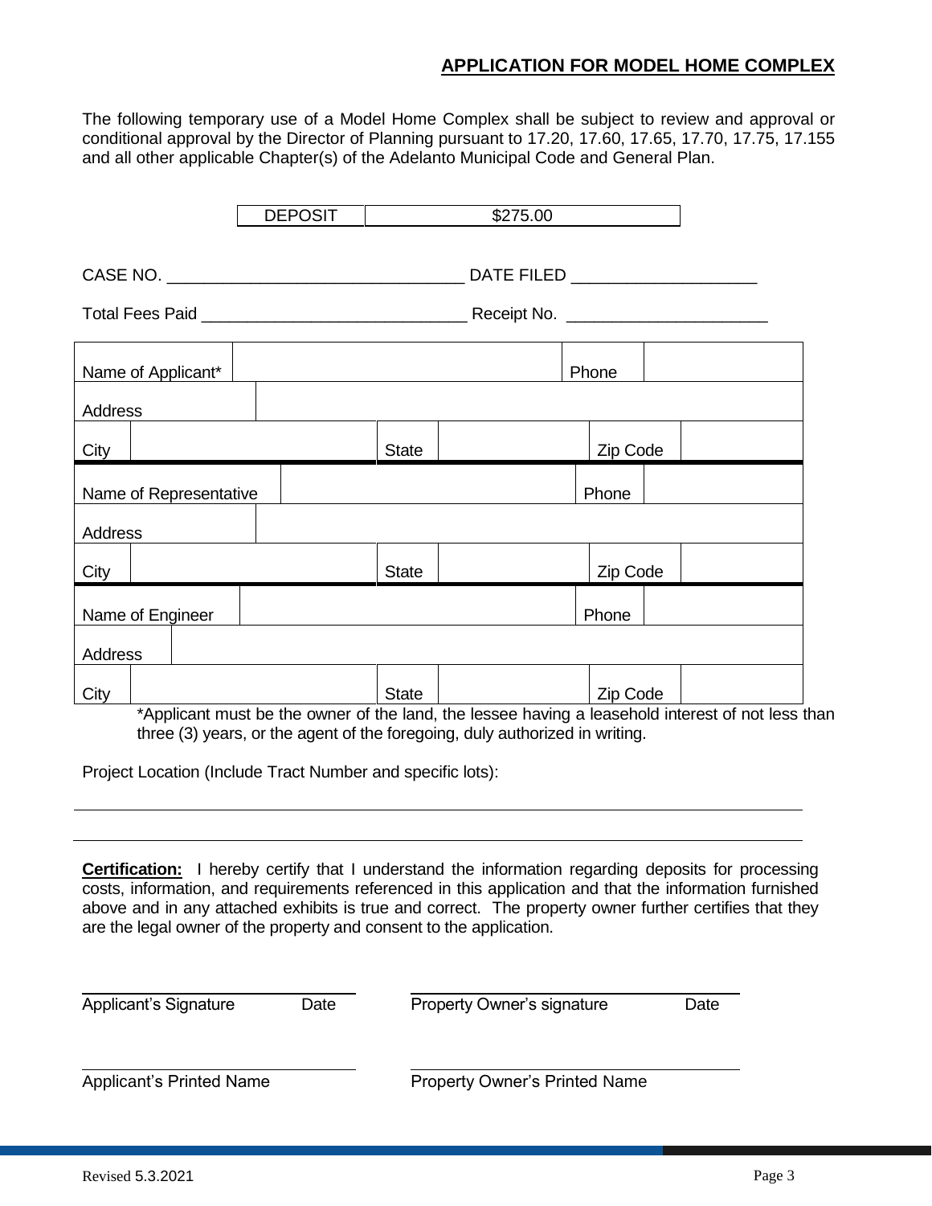## APPLICATION FOR MODEL HOME COMPLEX

The following temporary use of a Model Home Complex shall be subject to review and approval or conditional approval by the Director of Planning pursuant to 17.20, 17.60, 17.65, 17.70, 17.75, 17.155 and all other applicable Chapter(s) of the Adelanto Municipal Code and General Plan.

| DEPOSIT | $275.00 |
|---|---|

CASE NO. ______________________________ DATE FILED ____________________

Total Fees Paid ____________________________ Receipt No. ______________________

| Name of Applicant* | | Phone | |
|---|---|---|---|
| Address | | | |
| City | State | Zip Code | |
| Name of Representative | | Phone | |
| Address | | | |
| City | State | Zip Code | |
| Name of Engineer | | Phone | |
| Address | | | |
| City | State | Zip Code | |

*Applicant must be the owner of the land, the lessee having a leasehold interest of not less than three (3) years, or the agent of the foregoing, duly authorized in writing.

Project Location (Include Tract Number and specific lots):

______________________________________________________________________

______________________________________________________________________

**Certification:** I hereby certify that I understand the information regarding deposits for processing costs, information, and requirements referenced in this application and that the information furnished above and in any attached exhibits is true and correct. The property owner further certifies that they are the legal owner of the property and consent to the application.

______________________________ ______________________________

Applicant's Signature Date Property Owner's signature Date

______________________________ ______________________________

Applicant's Printed Name Property Owner's Printed Name

Revised 5.3.2021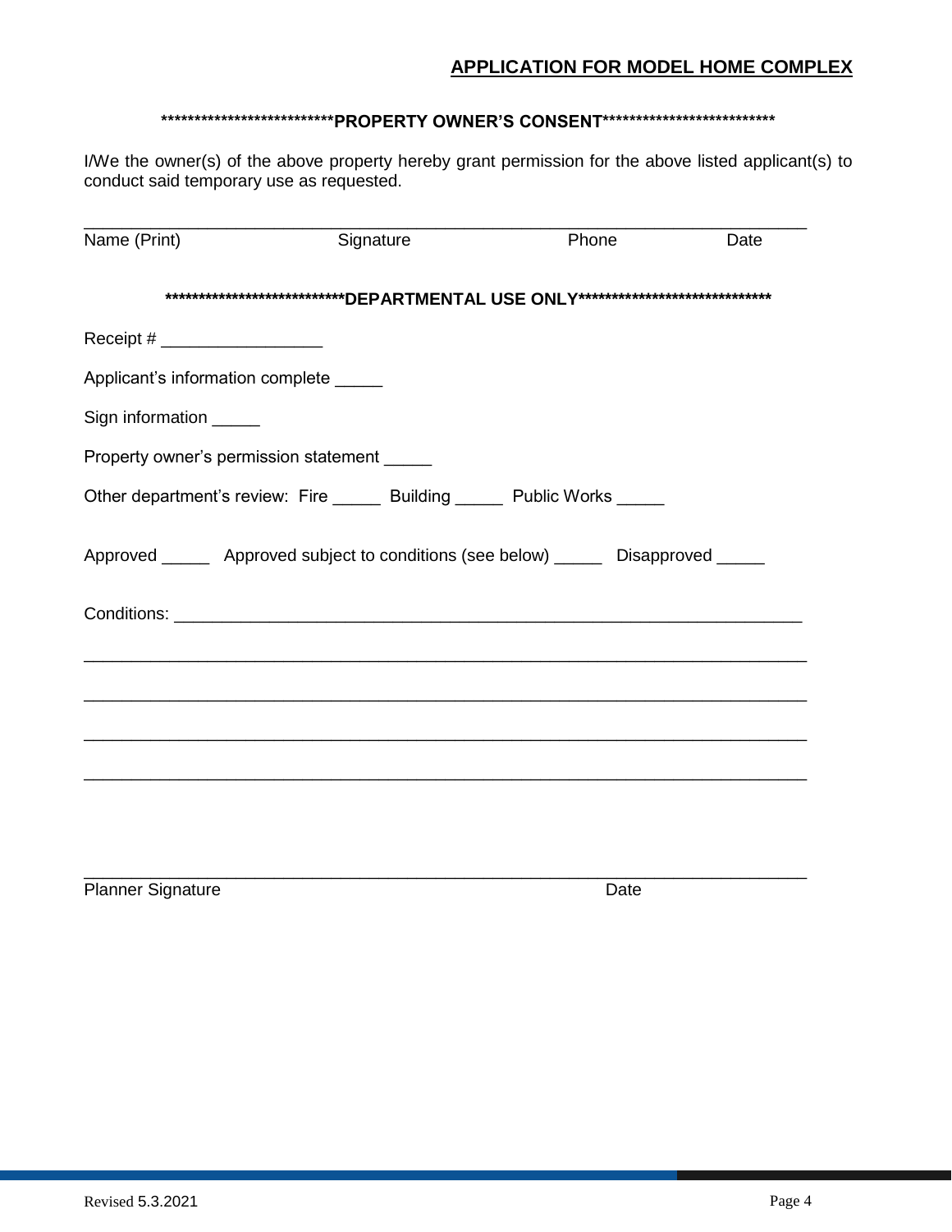## APPLICATION FOR MODEL HOME COMPLEX

**\*\*\*\*\*\*\*\*\*\*\*\*\*\*\*\*\*\*\*\*\*\*\*\*\*\*PROPERTY OWNER'S CONSENT\*\*\*\*\*\*\*\*\*\*\*\*\*\*\*\*\*\*\*\*\*\*\*\*\*\***

I/We the owner(s) of the above property hereby grant permission for the above listed applicant(s) to conduct said temporary use as requested.

_______________________________________________________________________

Name (Print) Signature Phone Date

**\*\*\*\*\*\*\*\*\*\*\*\*\*\*\*\*\*\*\*\*\*\*\*\*\*\*\*DEPARTMENTAL USE ONLY\*\*\*\*\*\*\*\*\*\*\*\*\*\*\*\*\*\*\*\*\*\*\*\*\*\*\*\*\*\***

Receipt # _________________

Applicant's information complete _____

Sign information _____

Property owner's permission statement _____

Other department's review: Fire _____ Building _____ Public Works _____

Approved _____ Approved subject to conditions (see below) _____ Disapproved _____

Conditions: _____________________________________________________________

_______________________________________________________________________

_______________________________________________________________________

_______________________________________________________________________

_______________________________________________________________________

_______________________________________________________________________

Planner Signature Date

Revised 5.3.2021